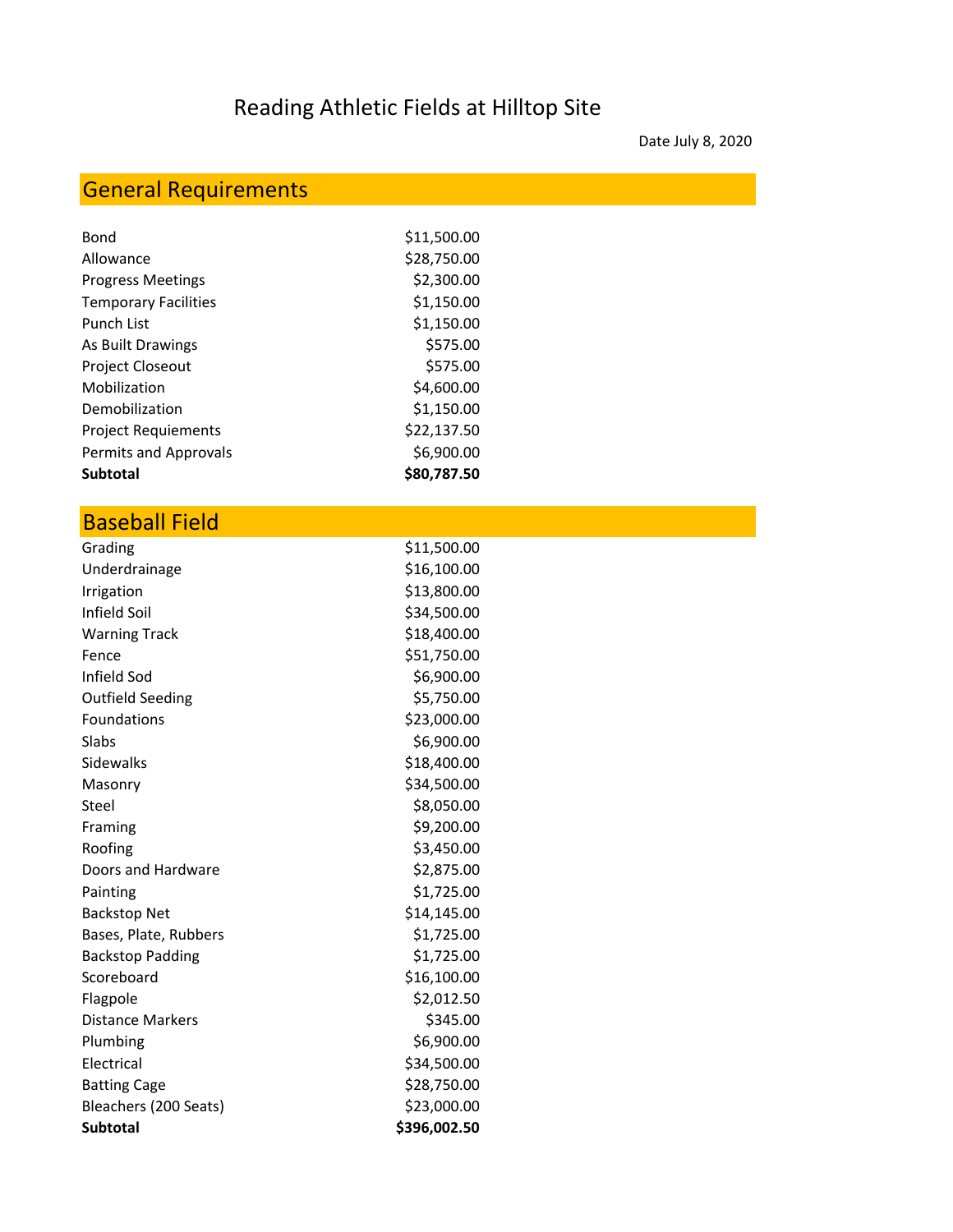# Reading Athletic Fields at Hilltop Site

Date July 8, 2020

## General Requirements

| | |
|---|---|
| Bond | $11,500.00 |
| Allowance | $28,750.00 |
| Progress Meetings | $2,300.00 |
| Temporary Facilities | $1,150.00 |
| Punch List | $1,150.00 |
| As Built Drawings | $575.00 |
| Project Closeout | $575.00 |
| Mobilization | $4,600.00 |
| Demobilization | $1,150.00 |
| Project Requiements | $22,137.50 |
| Permits and Approvals | $6,900.00 |
| **Subtotal** | **$80,787.50** |

## Baseball Field

| | |
|---|---|
| Grading | $11,500.00 |
| Underdrainage | $16,100.00 |
| Irrigation | $13,800.00 |
| Infield Soil | $34,500.00 |
| Warning Track | $18,400.00 |
| Fence | $51,750.00 |
| Infield Sod | $6,900.00 |
| Outfield Seeding | $5,750.00 |
| Foundations | $23,000.00 |
| Slabs | $6,900.00 |
| Sidewalks | $18,400.00 |
| Masonry | $34,500.00 |
| Steel | $8,050.00 |
| Framing | $9,200.00 |
| Roofing | $3,450.00 |
| Doors and Hardware | $2,875.00 |
| Painting | $1,725.00 |
| Backstop Net | $14,145.00 |
| Bases, Plate, Rubbers | $1,725.00 |
| Backstop Padding | $1,725.00 |
| Scoreboard | $16,100.00 |
| Flagpole | $2,012.50 |
| Distance Markers | $345.00 |
| Plumbing | $6,900.00 |
| Electrical | $34,500.00 |
| Batting Cage | $28,750.00 |
| Bleachers (200 Seats) | $23,000.00 |
| **Subtotal** | **$396,002.50** |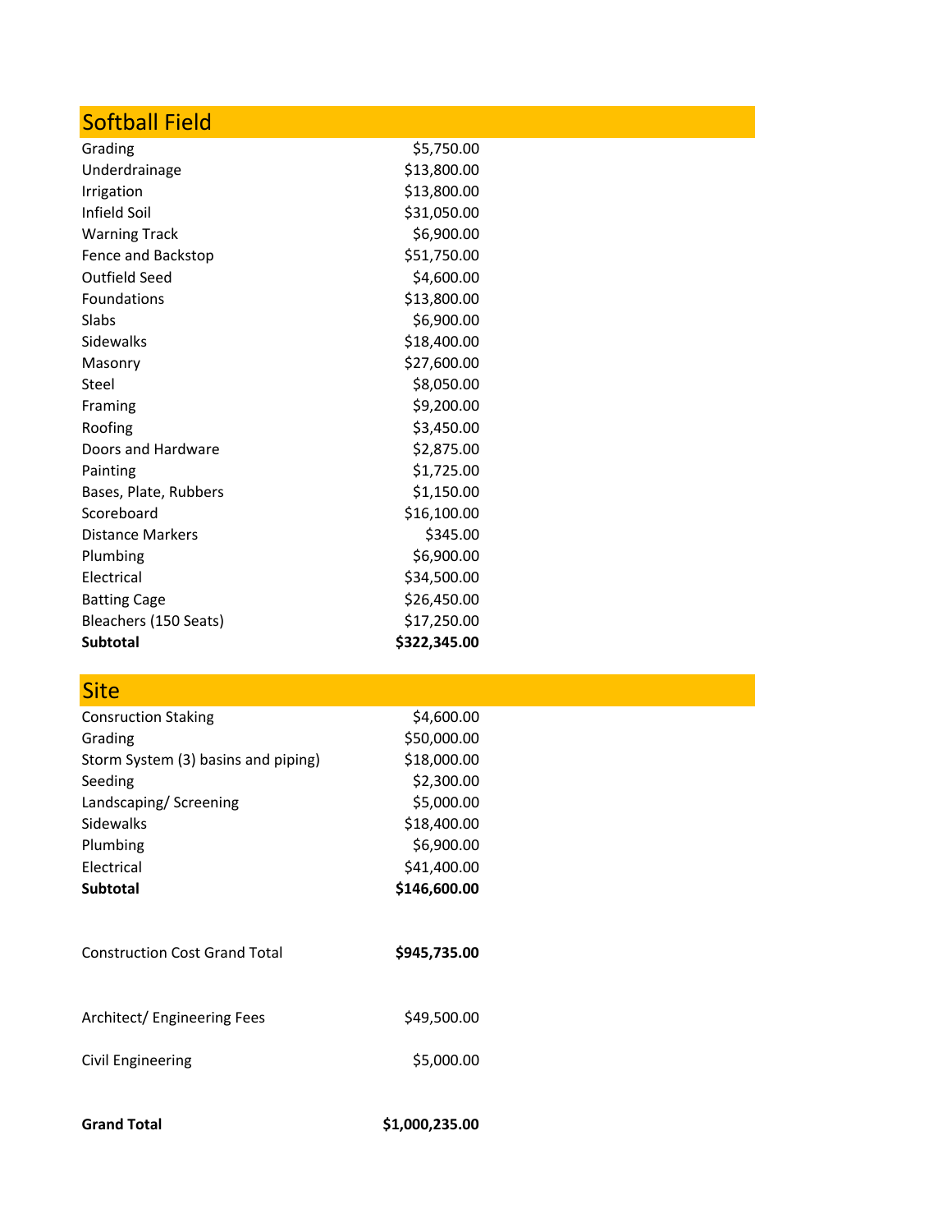## Softball Field

| | |
|---|---|
| Grading | $5,750.00 |
| Underdrainage | $13,800.00 |
| Irrigation | $13,800.00 |
| Infield Soil | $31,050.00 |
| Warning Track | $6,900.00 |
| Fence and Backstop | $51,750.00 |
| Outfield Seed | $4,600.00 |
| Foundations | $13,800.00 |
| Slabs | $6,900.00 |
| Sidewalks | $18,400.00 |
| Masonry | $27,600.00 |
| Steel | $8,050.00 |
| Framing | $9,200.00 |
| Roofing | $3,450.00 |
| Doors and Hardware | $2,875.00 |
| Painting | $1,725.00 |
| Bases, Plate, Rubbers | $1,150.00 |
| Scoreboard | $16,100.00 |
| Distance Markers | $345.00 |
| Plumbing | $6,900.00 |
| Electrical | $34,500.00 |
| Batting Cage | $26,450.00 |
| Bleachers (150 Seats) | $17,250.00 |
| **Subtotal** | **$322,345.00** |

## Site

| | |
|---|---|
| Consruction Staking | $4,600.00 |
| Grading | $50,000.00 |
| Storm System (3) basins and piping) | $18,000.00 |
| Seeding | $2,300.00 |
| Landscaping/ Screening | $5,000.00 |
| Sidewalks | $18,400.00 |
| Plumbing | $6,900.00 |
| Electrical | $41,400.00 |
| **Subtotal** | **$146,600.00** |

| | |
|---|---|
| Construction Cost Grand Total | **$945,735.00** |
| Architect/ Engineering Fees | $49,500.00 |
| Civil Engineering | $5,000.00 |
| **Grand Total** | **$1,000,235.00** |